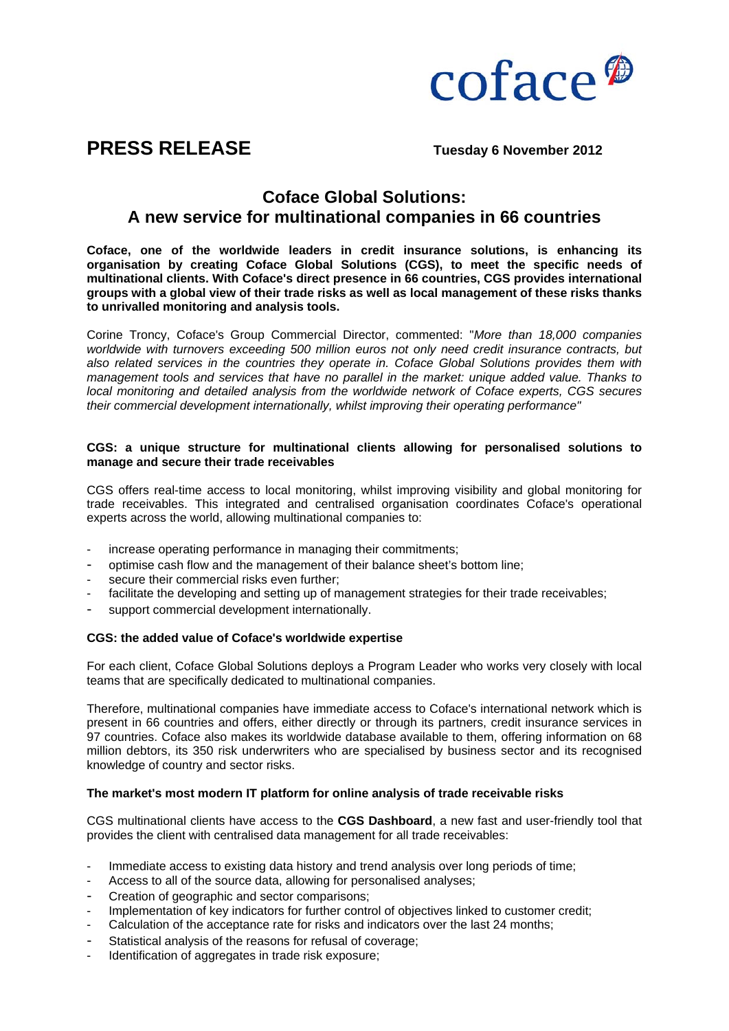coface

# PRESS RELEASE

**Tuesday 6 November 2012**

## Coface Global Solutions: A new service for multinational companies in 66 countries

**Coface, one of the worldwide leaders in credit insurance solutions, is enhancing its organisation by creating Coface Global Solutions (CGS), to meet the specific needs of multinational clients. With Coface's direct presence in 66 countries, CGS provides international groups with a global view of their trade risks as well as local management of these risks thanks to unrivalled monitoring and analysis tools.**

Corine Troncy, Coface's Group Commercial Director, commented: "*More than 18,000 companies worldwide with turnovers exceeding 500 million euros not only need credit insurance contracts, but also related services in the countries they operate in. Coface Global Solutions provides them with management tools and services that have no parallel in the market: unique added value. Thanks to local monitoring and detailed analysis from the worldwide network of Coface experts, CGS secures their commercial development internationally, whilst improving their operating performance*"

### CGS: a unique structure for multinational clients allowing for personalised solutions to manage and secure their trade receivables

CGS offers real-time access to local monitoring, whilst improving visibility and global monitoring for trade receivables. This integrated and centralised organisation coordinates Coface's operational experts across the world, allowing multinational companies to:

- increase operating performance in managing their commitments;
- optimise cash flow and the management of their balance sheet's bottom line;
- secure their commercial risks even further;
- facilitate the developing and setting up of management strategies for their trade receivables;
- support commercial development internationally.

### CGS: the added value of Coface's worldwide expertise

For each client, Coface Global Solutions deploys a Program Leader who works very closely with local teams that are specifically dedicated to multinational companies.

Therefore, multinational companies have immediate access to Coface's international network which is present in 66 countries and offers, either directly or through its partners, credit insurance services in 97 countries. Coface also makes its worldwide database available to them, offering information on 68 million debtors, its 350 risk underwriters who are specialised by business sector and its recognised knowledge of country and sector risks.

### The market's most modern IT platform for online analysis of trade receivable risks

CGS multinational clients have access to the **CGS Dashboard**, a new fast and user-friendly tool that provides the client with centralised data management for all trade receivables:

- Immediate access to existing data history and trend analysis over long periods of time;
- Access to all of the source data, allowing for personalised analyses;
- Creation of geographic and sector comparisons;
- Implementation of key indicators for further control of objectives linked to customer credit;
- Calculation of the acceptance rate for risks and indicators over the last 24 months;
- Statistical analysis of the reasons for refusal of coverage;
- Identification of aggregates in trade risk exposure;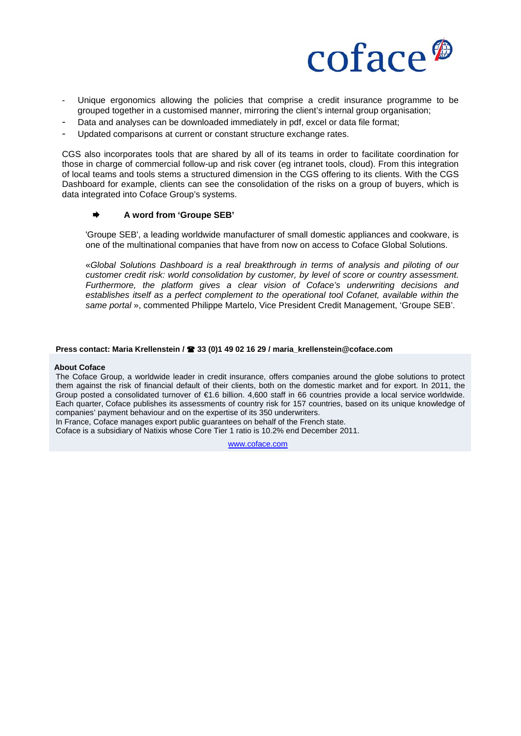- Unique ergonomics allowing the policies that comprise a credit insurance programme to be grouped together in a customised manner, mirroring the client's internal group organisation;
- Data and analyses can be downloaded immediately in pdf, excel or data file format;
- Updated comparisons at current or constant structure exchange rates.

CGS also incorporates tools that are shared by all of its teams in order to facilitate coordination for those in charge of commercial follow-up and risk cover (eg intranet tools, cloud). From this integration of local teams and tools stems a structured dimension in the CGS offering to its clients. With the CGS Dashboard for example, clients can see the consolidation of the risks on a group of buyers, which is data integrated into Coface Group's systems.

### ➡ A word from 'Groupe SEB'

'Groupe SEB', a leading worldwide manufacturer of small domestic appliances and cookware, is one of the multinational companies that have from now on access to Coface Global Solutions.

«*Global Solutions Dashboard is a real breakthrough in terms of analysis and piloting of our customer credit risk: world consolidation by customer, by level of score or country assessment. Furthermore, the platform gives a clear vision of Coface's underwriting decisions and establishes itself as a perfect complement to the operational tool Cofanet, available within the same portal* », commented Philippe Martelo, Vice President Credit Management, 'Groupe SEB'.

**Press contact: Maria Krellenstein / ☎ 33 (0)1 49 02 16 29 / maria_krellenstein@coface.com**

**About Coface**

The Coface Group, a worldwide leader in credit insurance, offers companies around the globe solutions to protect them against the risk of financial default of their clients, both on the domestic market and for export. In 2011, the Group posted a consolidated turnover of €1.6 billion. 4,600 staff in 66 countries provide a local service worldwide. Each quarter, Coface publishes its assessments of country risk for 157 countries, based on its unique knowledge of companies' payment behaviour and on the expertise of its 350 underwriters.

In France, Coface manages export public guarantees on behalf of the French state.

Coface is a subsidiary of Natixis whose Core Tier 1 ratio is 10.2% end December 2011.

www.coface.com